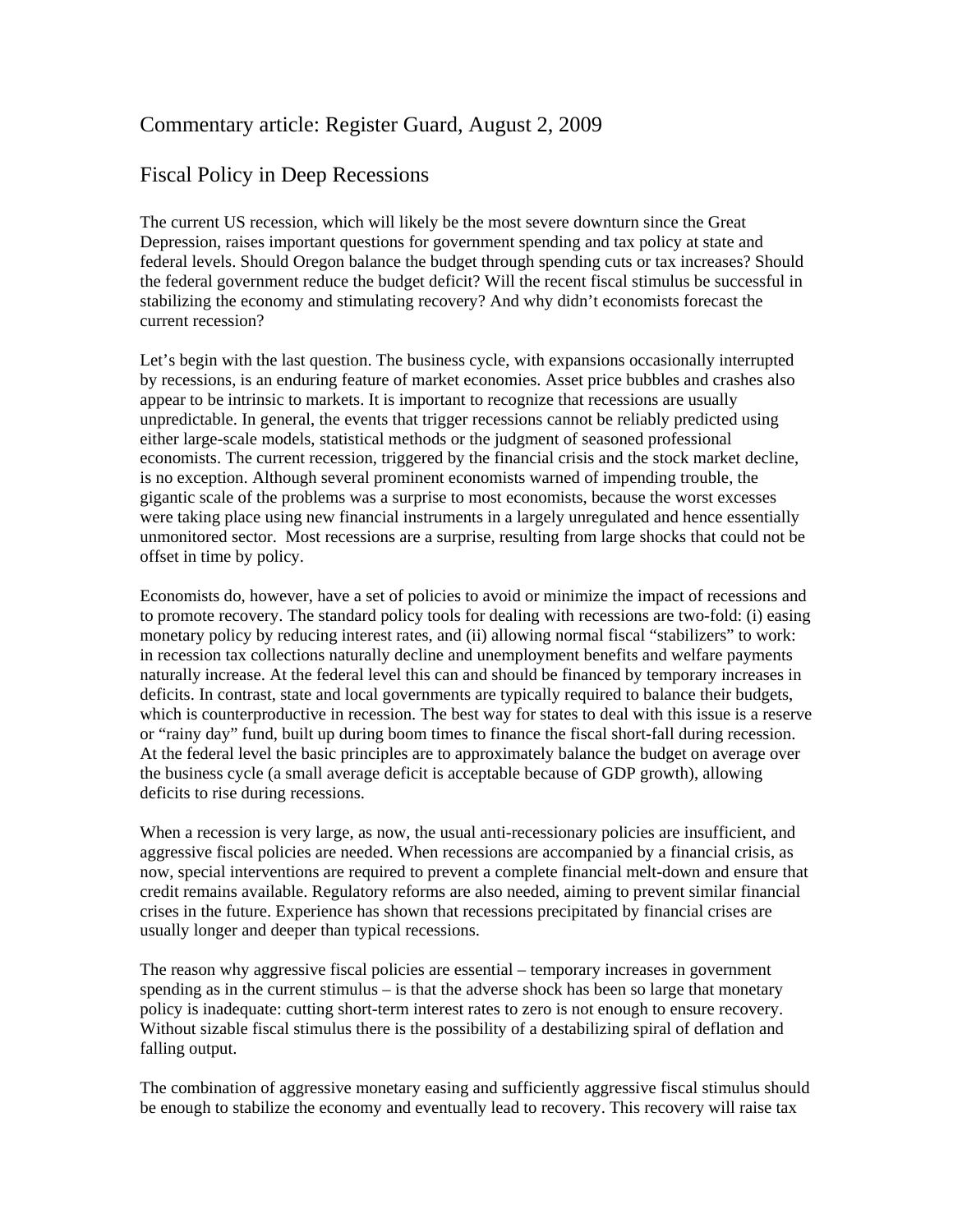# Commentary article: Register Guard, August 2, 2009

## Fiscal Policy in Deep Recessions

The current US recession, which will likely be the most severe downturn since the Great Depression, raises important questions for government spending and tax policy at state and federal levels. Should Oregon balance the budget through spending cuts or tax increases? Should the federal government reduce the budget deficit? Will the recent fiscal stimulus be successful in stabilizing the economy and stimulating recovery? And why didn't economists forecast the current recession?

Let's begin with the last question. The business cycle, with expansions occasionally interrupted by recessions, is an enduring feature of market economies. Asset price bubbles and crashes also appear to be intrinsic to markets. It is important to recognize that recessions are usually unpredictable. In general, the events that trigger recessions cannot be reliably predicted using either large-scale models, statistical methods or the judgment of seasoned professional economists. The current recession, triggered by the financial crisis and the stock market decline, is no exception. Although several prominent economists warned of impending trouble, the gigantic scale of the problems was a surprise to most economists, because the worst excesses were taking place using new financial instruments in a largely unregulated and hence essentially unmonitored sector. Most recessions are a surprise, resulting from large shocks that could not be offset in time by policy.

Economists do, however, have a set of policies to avoid or minimize the impact of recessions and to promote recovery. The standard policy tools for dealing with recessions are two-fold: (i) easing monetary policy by reducing interest rates, and (ii) allowing normal fiscal "stabilizers" to work: in recession tax collections naturally decline and unemployment benefits and welfare payments naturally increase. At the federal level this can and should be financed by temporary increases in deficits. In contrast, state and local governments are typically required to balance their budgets, which is counterproductive in recession. The best way for states to deal with this issue is a reserve or "rainy day" fund, built up during boom times to finance the fiscal short-fall during recession. At the federal level the basic principles are to approximately balance the budget on average over the business cycle (a small average deficit is acceptable because of GDP growth), allowing deficits to rise during recessions.

When a recession is very large, as now, the usual anti-recessionary policies are insufficient, and aggressive fiscal policies are needed. When recessions are accompanied by a financial crisis, as now, special interventions are required to prevent a complete financial melt-down and ensure that credit remains available. Regulatory reforms are also needed, aiming to prevent similar financial crises in the future. Experience has shown that recessions precipitated by financial crises are usually longer and deeper than typical recessions.

The reason why aggressive fiscal policies are essential – temporary increases in government spending as in the current stimulus – is that the adverse shock has been so large that monetary policy is inadequate: cutting short-term interest rates to zero is not enough to ensure recovery. Without sizable fiscal stimulus there is the possibility of a destabilizing spiral of deflation and falling output.

The combination of aggressive monetary easing and sufficiently aggressive fiscal stimulus should be enough to stabilize the economy and eventually lead to recovery. This recovery will raise tax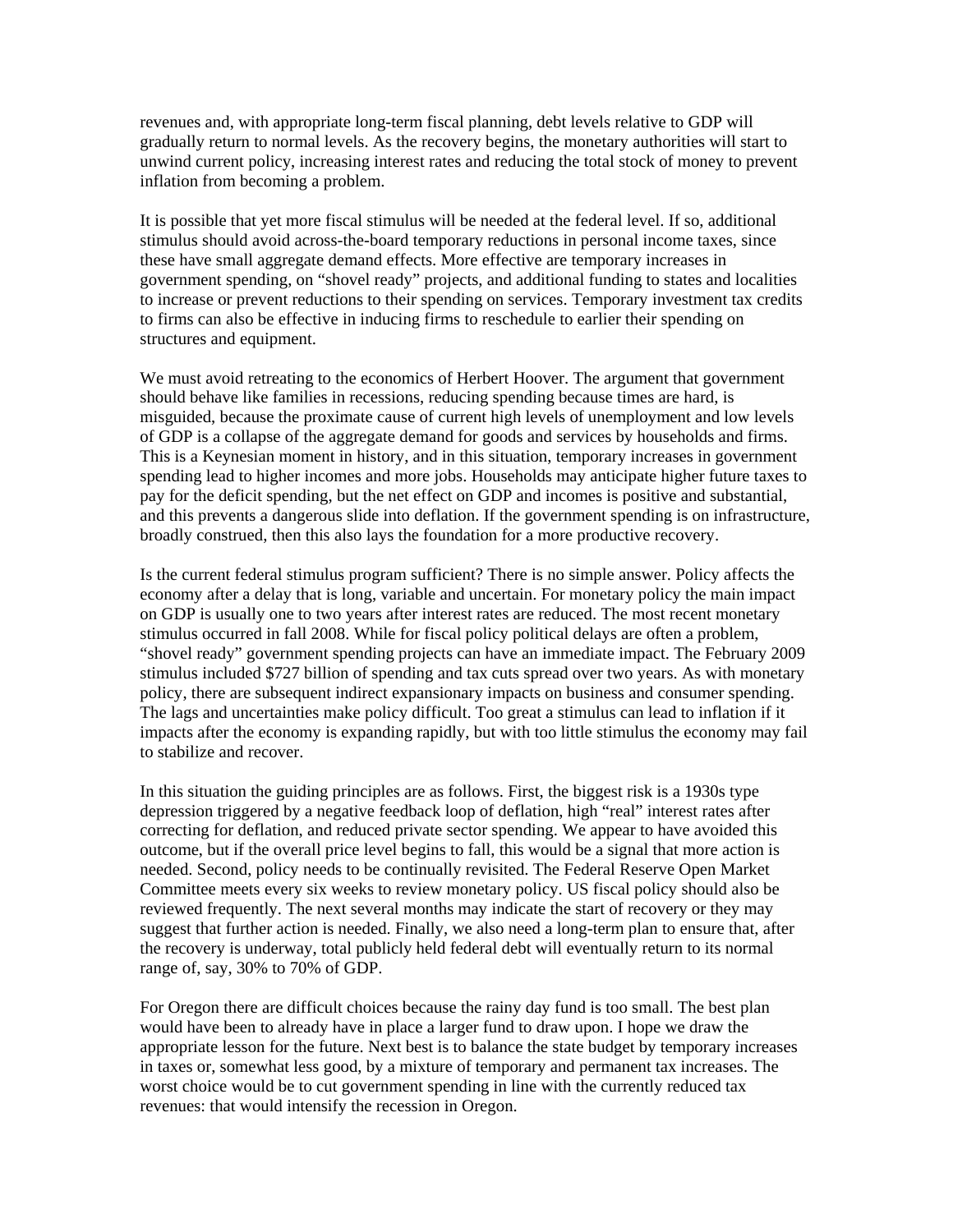revenues and, with appropriate long-term fiscal planning, debt levels relative to GDP will gradually return to normal levels. As the recovery begins, the monetary authorities will start to unwind current policy, increasing interest rates and reducing the total stock of money to prevent inflation from becoming a problem.

It is possible that yet more fiscal stimulus will be needed at the federal level. If so, additional stimulus should avoid across-the-board temporary reductions in personal income taxes, since these have small aggregate demand effects. More effective are temporary increases in government spending, on "shovel ready" projects, and additional funding to states and localities to increase or prevent reductions to their spending on services. Temporary investment tax credits to firms can also be effective in inducing firms to reschedule to earlier their spending on structures and equipment.

We must avoid retreating to the economics of Herbert Hoover. The argument that government should behave like families in recessions, reducing spending because times are hard, is misguided, because the proximate cause of current high levels of unemployment and low levels of GDP is a collapse of the aggregate demand for goods and services by households and firms. This is a Keynesian moment in history, and in this situation, temporary increases in government spending lead to higher incomes and more jobs. Households may anticipate higher future taxes to pay for the deficit spending, but the net effect on GDP and incomes is positive and substantial, and this prevents a dangerous slide into deflation. If the government spending is on infrastructure, broadly construed, then this also lays the foundation for a more productive recovery.

Is the current federal stimulus program sufficient? There is no simple answer. Policy affects the economy after a delay that is long, variable and uncertain. For monetary policy the main impact on GDP is usually one to two years after interest rates are reduced. The most recent monetary stimulus occurred in fall 2008. While for fiscal policy political delays are often a problem, "shovel ready" government spending projects can have an immediate impact. The February 2009 stimulus included $727 billion of spending and tax cuts spread over two years. As with monetary policy, there are subsequent indirect expansionary impacts on business and consumer spending. The lags and uncertainties make policy difficult. Too great a stimulus can lead to inflation if it impacts after the economy is expanding rapidly, but with too little stimulus the economy may fail to stabilize and recover.

In this situation the guiding principles are as follows. First, the biggest risk is a 1930s type depression triggered by a negative feedback loop of deflation, high "real" interest rates after correcting for deflation, and reduced private sector spending. We appear to have avoided this outcome, but if the overall price level begins to fall, this would be a signal that more action is needed. Second, policy needs to be continually revisited. The Federal Reserve Open Market Committee meets every six weeks to review monetary policy. US fiscal policy should also be reviewed frequently. The next several months may indicate the start of recovery or they may suggest that further action is needed. Finally, we also need a long-term plan to ensure that, after the recovery is underway, total publicly held federal debt will eventually return to its normal range of, say, 30% to 70% of GDP.

For Oregon there are difficult choices because the rainy day fund is too small. The best plan would have been to already have in place a larger fund to draw upon. I hope we draw the appropriate lesson for the future. Next best is to balance the state budget by temporary increases in taxes or, somewhat less good, by a mixture of temporary and permanent tax increases. The worst choice would be to cut government spending in line with the currently reduced tax revenues: that would intensify the recession in Oregon.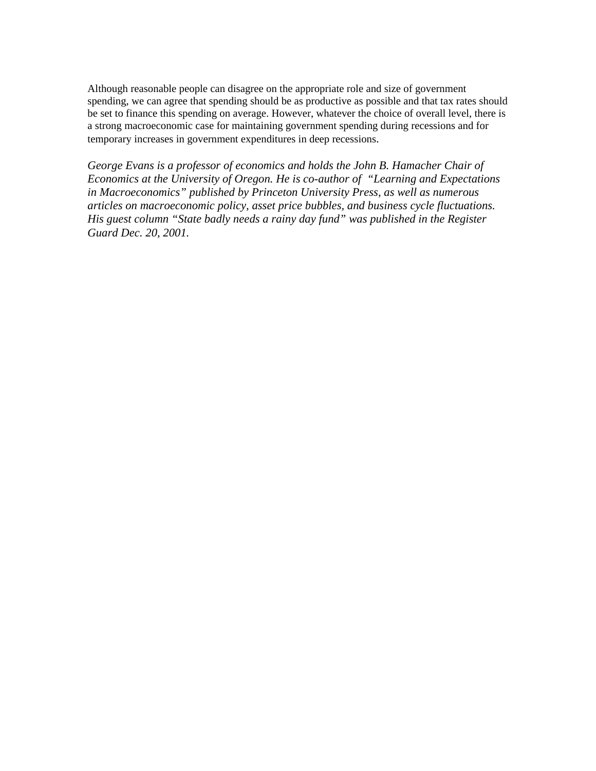Although reasonable people can disagree on the appropriate role and size of government spending, we can agree that spending should be as productive as possible and that tax rates should be set to finance this spending on average. However, whatever the choice of overall level, there is a strong macroeconomic case for maintaining government spending during recessions and for temporary increases in government expenditures in deep recessions.

*George Evans is a professor of economics and holds the John B. Hamacher Chair of Economics at the University of Oregon. He is co-author of "Learning and Expectations in Macroeconomics" published by Princeton University Press, as well as numerous articles on macroeconomic policy, asset price bubbles, and business cycle fluctuations. His guest column "State badly needs a rainy day fund" was published in the Register Guard Dec. 20, 2001.*